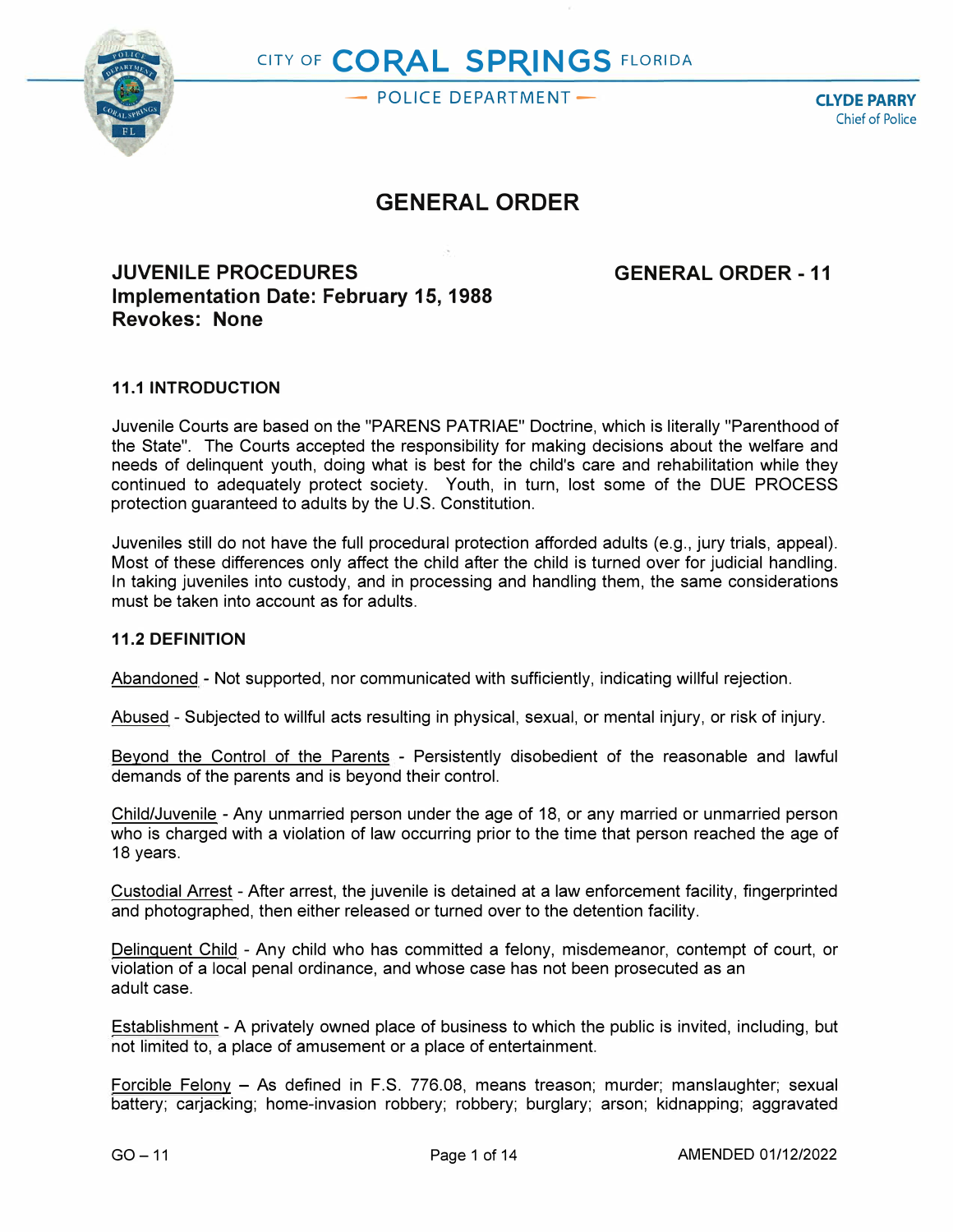CITY OF CORAL SPRINGS FLORIDA

POLICE DEPARTMENT

**CLYDE PARRY**
Chief of Police

# GENERAL ORDER

## JUVENILE PROCEDURES
## GENERAL ORDER - 11

**Implementation Date: February 15, 1988**
**Revokes: None**

### 11.1 INTRODUCTION

Juvenile Courts are based on the "PARENS PATRIAE" Doctrine, which is literally "Parenthood of the State". The Courts accepted the responsibility for making decisions about the welfare and needs of delinquent youth, doing what is best for the child's care and rehabilitation while they continued to adequately protect society. Youth, in turn, lost some of the DUE PROCESS protection guaranteed to adults by the U.S. Constitution.

Juveniles still do not have the full procedural protection afforded adults (e.g., jury trials, appeal). Most of these differences only affect the child after the child is turned over for judicial handling. In taking juveniles into custody, and in processing and handling them, the same considerations must be taken into account as for adults.

### 11.2 DEFINITION

Abandoned - Not supported, nor communicated with sufficiently, indicating willful rejection.

Abused - Subjected to willful acts resulting in physical, sexual, or mental injury, or risk of injury.

Beyond the Control of the Parents - Persistently disobedient of the reasonable and lawful demands of the parents and is beyond their control.

Child/Juvenile - Any unmarried person under the age of 18, or any married or unmarried person who is charged with a violation of law occurring prior to the time that person reached the age of 18 years.

Custodial Arrest - After arrest, the juvenile is detained at a law enforcement facility, fingerprinted and photographed, then either released or turned over to the detention facility.

Delinquent Child - Any child who has committed a felony, misdemeanor, contempt of court, or violation of a local penal ordinance, and whose case has not been prosecuted as an adult case.

Establishment - A privately owned place of business to which the public is invited, including, but not limited to, a place of amusement or a place of entertainment.

Forcible Felony – As defined in F.S. 776.08, means treason; murder; manslaughter; sexual battery; carjacking; home-invasion robbery; robbery; burglary; arson; kidnapping; aggravated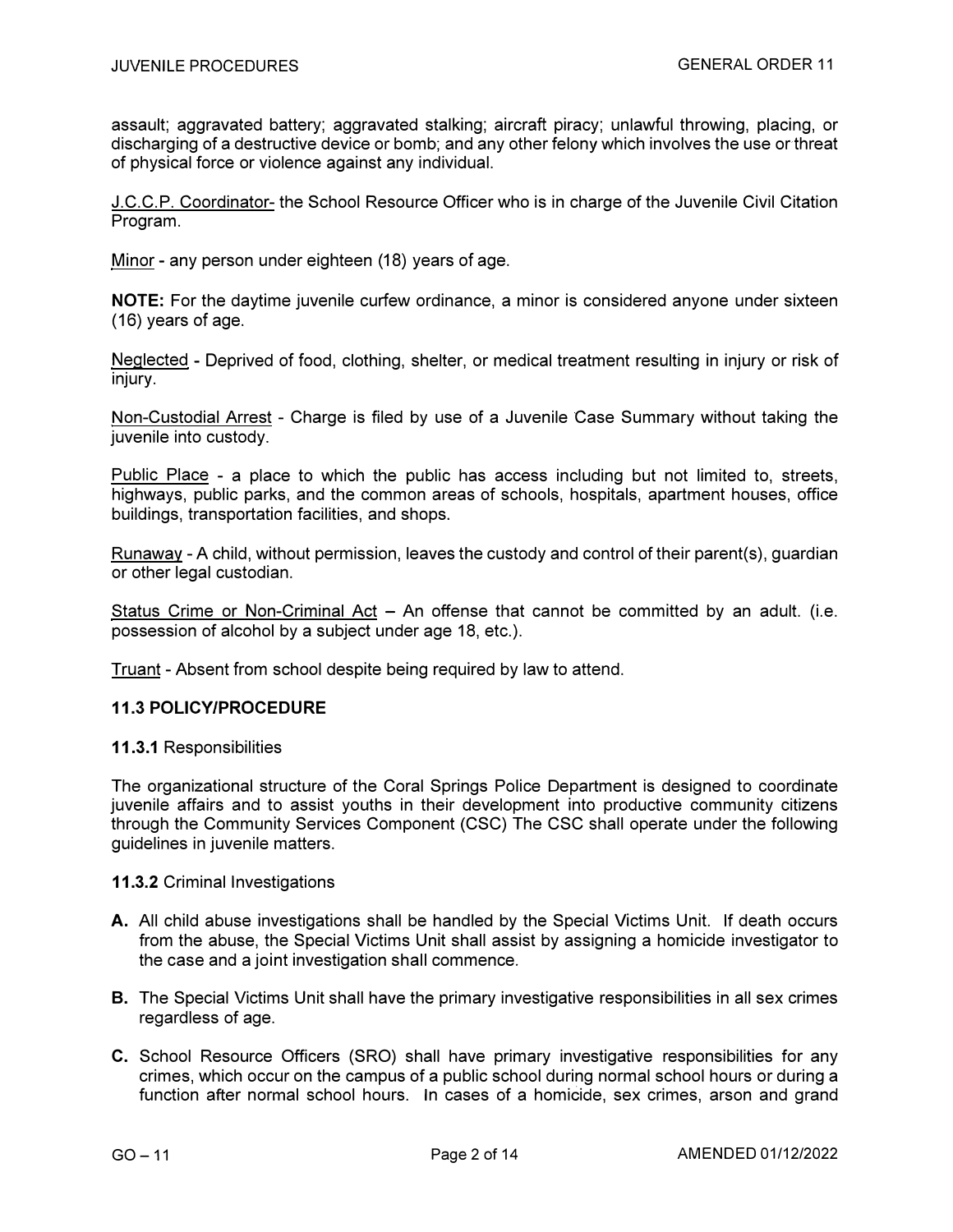assault; aggravated battery; aggravated stalking; aircraft piracy; unlawful throwing, placing, or discharging of a destructive device or bomb; and any other felony which involves the use or threat of physical force or violence against any individual.

<u>J.C.C.P. Coordinator-</u> the School Resource Officer who is in charge of the Juvenile Civil Citation Program.

<u>Minor</u> - any person under eighteen (18) years of age.

**NOTE:** For the daytime juvenile curfew ordinance, a minor is considered anyone under sixteen (16) years of age.

<u>Neglected</u> - Deprived of food, clothing, shelter, or medical treatment resulting in injury or risk of injury.

<u>Non-Custodial Arrest</u> - Charge is filed by use of a Juvenile Case Summary without taking the juvenile into custody.

<u>Public Place</u> - a place to which the public has access including but not limited to, streets, highways, public parks, and the common areas of schools, hospitals, apartment houses, office buildings, transportation facilities, and shops.

<u>Runaway</u> - A child, without permission, leaves the custody and control of their parent(s), guardian or other legal custodian.

<u>Status Crime or Non-Criminal Act</u> – An offense that cannot be committed by an adult. (i.e. possession of alcohol by a subject under age 18, etc.).

<u>Truant</u> - Absent from school despite being required by law to attend.

### 11.3 POLICY/PROCEDURE

**11.3.1** Responsibilities

The organizational structure of the Coral Springs Police Department is designed to coordinate juvenile affairs and to assist youths in their development into productive community citizens through the Community Services Component (CSC) The CSC shall operate under the following guidelines in juvenile matters.

**11.3.2** Criminal Investigations

**A.** All child abuse investigations shall be handled by the Special Victims Unit. If death occurs from the abuse, the Special Victims Unit shall assist by assigning a homicide investigator to the case and a joint investigation shall commence.

**B.** The Special Victims Unit shall have the primary investigative responsibilities in all sex crimes regardless of age.

**C.** School Resource Officers (SRO) shall have primary investigative responsibilities for any crimes, which occur on the campus of a public school during normal school hours or during a function after normal school hours. In cases of a homicide, sex crimes, arson and grand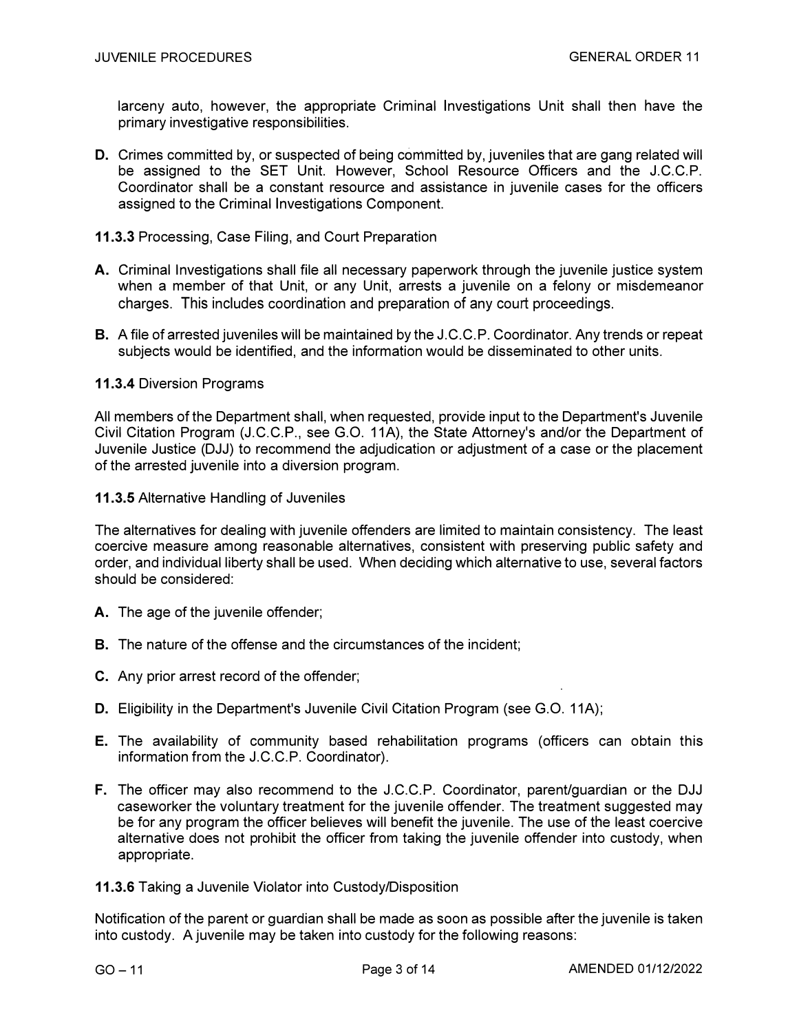larceny auto, however, the appropriate Criminal Investigations Unit shall then have the primary investigative responsibilities.

**D.** Crimes committed by, or suspected of being committed by, juveniles that are gang related will be assigned to the SET Unit. However, School Resource Officers and the J.C.C.P. Coordinator shall be a constant resource and assistance in juvenile cases for the officers assigned to the Criminal Investigations Component.

**11.3.3** Processing, Case Filing, and Court Preparation

**A.** Criminal Investigations shall file all necessary paperwork through the juvenile justice system when a member of that Unit, or any Unit, arrests a juvenile on a felony or misdemeanor charges. This includes coordination and preparation of any court proceedings.

**B.** A file of arrested juveniles will be maintained by the J.C.C.P. Coordinator. Any trends or repeat subjects would be identified, and the information would be disseminated to other units.

**11.3.4** Diversion Programs

All members of the Department shall, when requested, provide input to the Department's Juvenile Civil Citation Program (J.C.C.P., see G.O. 11A), the State Attorney's and/or the Department of Juvenile Justice (DJJ) to recommend the adjudication or adjustment of a case or the placement of the arrested juvenile into a diversion program.

**11.3.5** Alternative Handling of Juveniles

The alternatives for dealing with juvenile offenders are limited to maintain consistency. The least coercive measure among reasonable alternatives, consistent with preserving public safety and order, and individual liberty shall be used. When deciding which alternative to use, several factors should be considered:

**A.** The age of the juvenile offender;

**B.** The nature of the offense and the circumstances of the incident;

**C.** Any prior arrest record of the offender;

**D.** Eligibility in the Department's Juvenile Civil Citation Program (see G.O. 11A);

**E.** The availability of community based rehabilitation programs (officers can obtain this information from the J.C.C.P. Coordinator).

**F.** The officer may also recommend to the J.C.C.P. Coordinator, parent/guardian or the DJJ caseworker the voluntary treatment for the juvenile offender. The treatment suggested may be for any program the officer believes will benefit the juvenile. The use of the least coercive alternative does not prohibit the officer from taking the juvenile offender into custody, when appropriate.

**11.3.6** Taking a Juvenile Violator into Custody/Disposition

Notification of the parent or guardian shall be made as soon as possible after the juvenile is taken into custody. A juvenile may be taken into custody for the following reasons: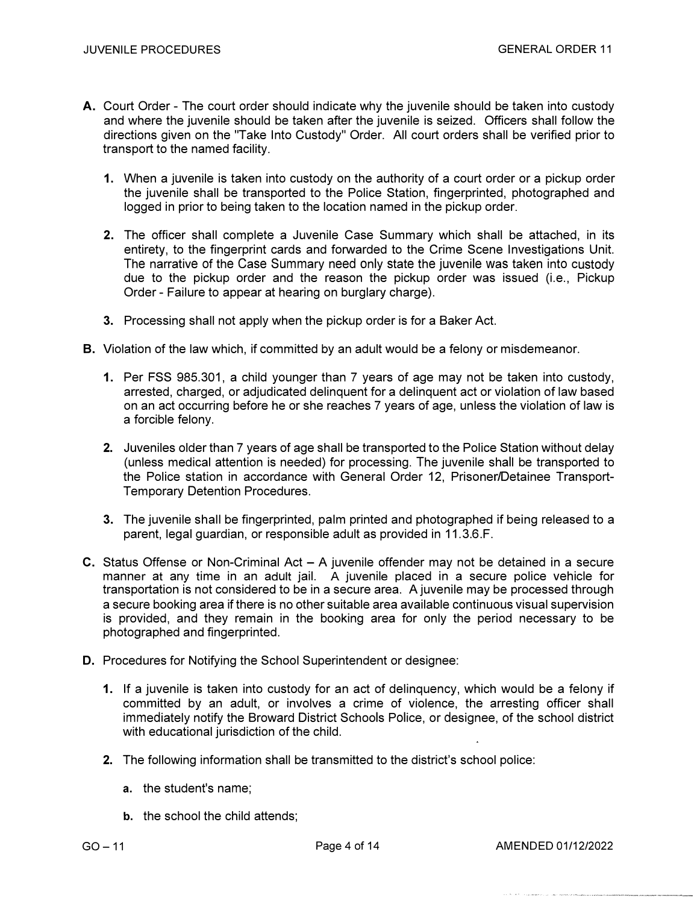**A.** Court Order - The court order should indicate why the juvenile should be taken into custody and where the juvenile should be taken after the juvenile is seized. Officers shall follow the directions given on the "Take Into Custody" Order. All court orders shall be verified prior to transport to the named facility.

   **1.** When a juvenile is taken into custody on the authority of a court order or a pickup order the juvenile shall be transported to the Police Station, fingerprinted, photographed and logged in prior to being taken to the location named in the pickup order.

   **2.** The officer shall complete a Juvenile Case Summary which shall be attached, in its entirety, to the fingerprint cards and forwarded to the Crime Scene Investigations Unit. The narrative of the Case Summary need only state the juvenile was taken into custody due to the pickup order and the reason the pickup order was issued (i.e., Pickup Order - Failure to appear at hearing on burglary charge).

   **3.** Processing shall not apply when the pickup order is for a Baker Act.

**B.** Violation of the law which, if committed by an adult would be a felony or misdemeanor.

   **1.** Per FSS 985.301, a child younger than 7 years of age may not be taken into custody, arrested, charged, or adjudicated delinquent for a delinquent act or violation of law based on an act occurring before he or she reaches 7 years of age, unless the violation of law is a forcible felony.

   **2.** Juveniles older than 7 years of age shall be transported to the Police Station without delay (unless medical attention is needed) for processing. The juvenile shall be transported to the Police station in accordance with General Order 12, Prisoner/Detainee Transport-Temporary Detention Procedures.

   **3.** The juvenile shall be fingerprinted, palm printed and photographed if being released to a parent, legal guardian, or responsible adult as provided in 11.3.6.F.

**C.** Status Offense or Non-Criminal Act – A juvenile offender may not be detained in a secure manner at any time in an adult jail. A juvenile placed in a secure police vehicle for transportation is not considered to be in a secure area. A juvenile may be processed through a secure booking area if there is no other suitable area available continuous visual supervision is provided, and they remain in the booking area for only the period necessary to be photographed and fingerprinted.

**D.** Procedures for Notifying the School Superintendent or designee:

   **1.** If a juvenile is taken into custody for an act of delinquency, which would be a felony if committed by an adult, or involves a crime of violence, the arresting officer shall immediately notify the Broward District Schools Police, or designee, of the school district with educational jurisdiction of the child.

   **2.** The following information shall be transmitted to the district's school police:

      **a.** the student's name;

      **b.** the school the child attends;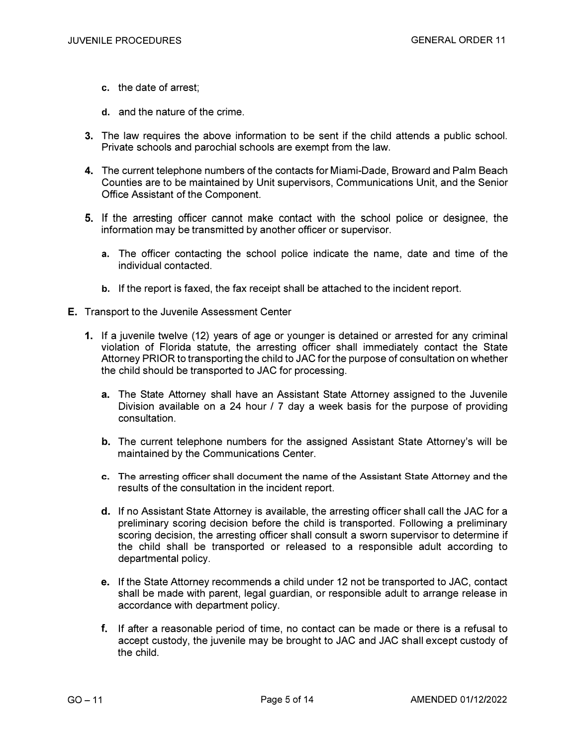c. the date of arrest;

d. and the nature of the crime.

3. The law requires the above information to be sent if the child attends a public school. Private schools and parochial schools are exempt from the law.

4. The current telephone numbers of the contacts for Miami-Dade, Broward and Palm Beach Counties are to be maintained by Unit supervisors, Communications Unit, and the Senior Office Assistant of the Component.

5. If the arresting officer cannot make contact with the school police or designee, the information may be transmitted by another officer or supervisor.

   a. The officer contacting the school police indicate the name, date and time of the individual contacted.

   b. If the report is faxed, the fax receipt shall be attached to the incident report.

E. Transport to the Juvenile Assessment Center

1. If a juvenile twelve (12) years of age or younger is detained or arrested for any criminal violation of Florida statute, the arresting officer shall immediately contact the State Attorney PRIOR to transporting the child to JAC for the purpose of consultation on whether the child should be transported to JAC for processing.

   a. The State Attorney shall have an Assistant State Attorney assigned to the Juvenile Division available on a 24 hour / 7 day a week basis for the purpose of providing consultation.

   b. The current telephone numbers for the assigned Assistant State Attorney's will be maintained by the Communications Center.

   c. The arresting officer shall document the name of the Assistant State Attorney and the results of the consultation in the incident report.

   d. If no Assistant State Attorney is available, the arresting officer shall call the JAC for a preliminary scoring decision before the child is transported. Following a preliminary scoring decision, the arresting officer shall consult a sworn supervisor to determine if the child shall be transported or released to a responsible adult according to departmental policy.

   e. If the State Attorney recommends a child under 12 not be transported to JAC, contact shall be made with parent, legal guardian, or responsible adult to arrange release in accordance with department policy.

   f. If after a reasonable period of time, no contact can be made or there is a refusal to accept custody, the juvenile may be brought to JAC and JAC shall except custody of the child.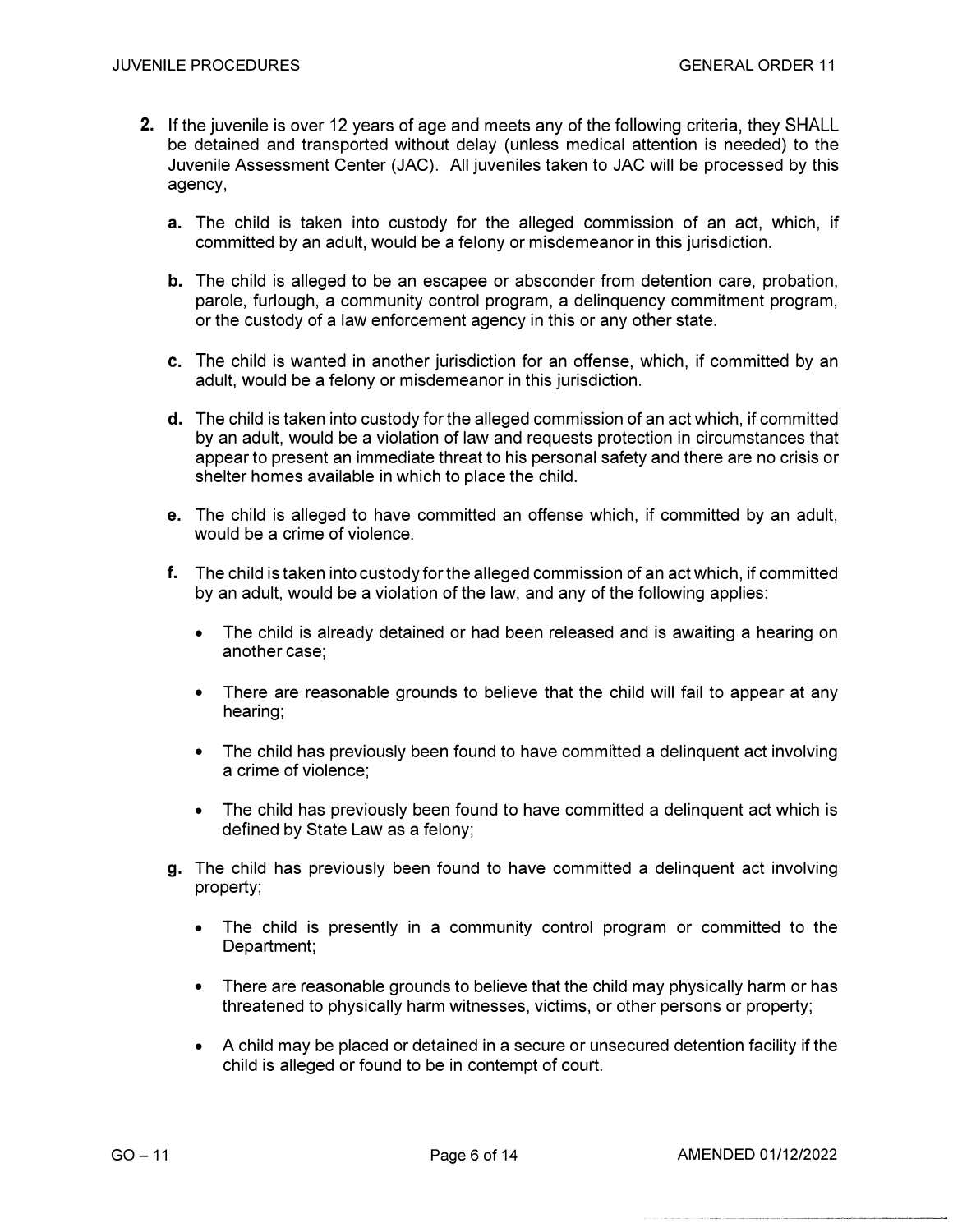2. If the juvenile is over 12 years of age and meets any of the following criteria, they SHALL be detained and transported without delay (unless medical attention is needed) to the Juvenile Assessment Center (JAC). All juveniles taken to JAC will be processed by this agency,

   a. The child is taken into custody for the alleged commission of an act, which, if committed by an adult, would be a felony or misdemeanor in this jurisdiction.

   b. The child is alleged to be an escapee or absconder from detention care, probation, parole, furlough, a community control program, a delinquency commitment program, or the custody of a law enforcement agency in this or any other state.

   c. The child is wanted in another jurisdiction for an offense, which, if committed by an adult, would be a felony or misdemeanor in this jurisdiction.

   d. The child is taken into custody for the alleged commission of an act which, if committed by an adult, would be a violation of law and requests protection in circumstances that appear to present an immediate threat to his personal safety and there are no crisis or shelter homes available in which to place the child.

   e. The child is alleged to have committed an offense which, if committed by an adult, would be a crime of violence.

   f. The child is taken into custody for the alleged commission of an act which, if committed by an adult, would be a violation of the law, and any of the following applies:

      - The child is already detained or had been released and is awaiting a hearing on another case;

      - There are reasonable grounds to believe that the child will fail to appear at any hearing;

      - The child has previously been found to have committed a delinquent act involving a crime of violence;

      - The child has previously been found to have committed a delinquent act which is defined by State Law as a felony;

   g. The child has previously been found to have committed a delinquent act involving property;

      - The child is presently in a community control program or committed to the Department;

      - There are reasonable grounds to believe that the child may physically harm or has threatened to physically harm witnesses, victims, or other persons or property;

      - A child may be placed or detained in a secure or unsecured detention facility if the child is alleged or found to be in contempt of court.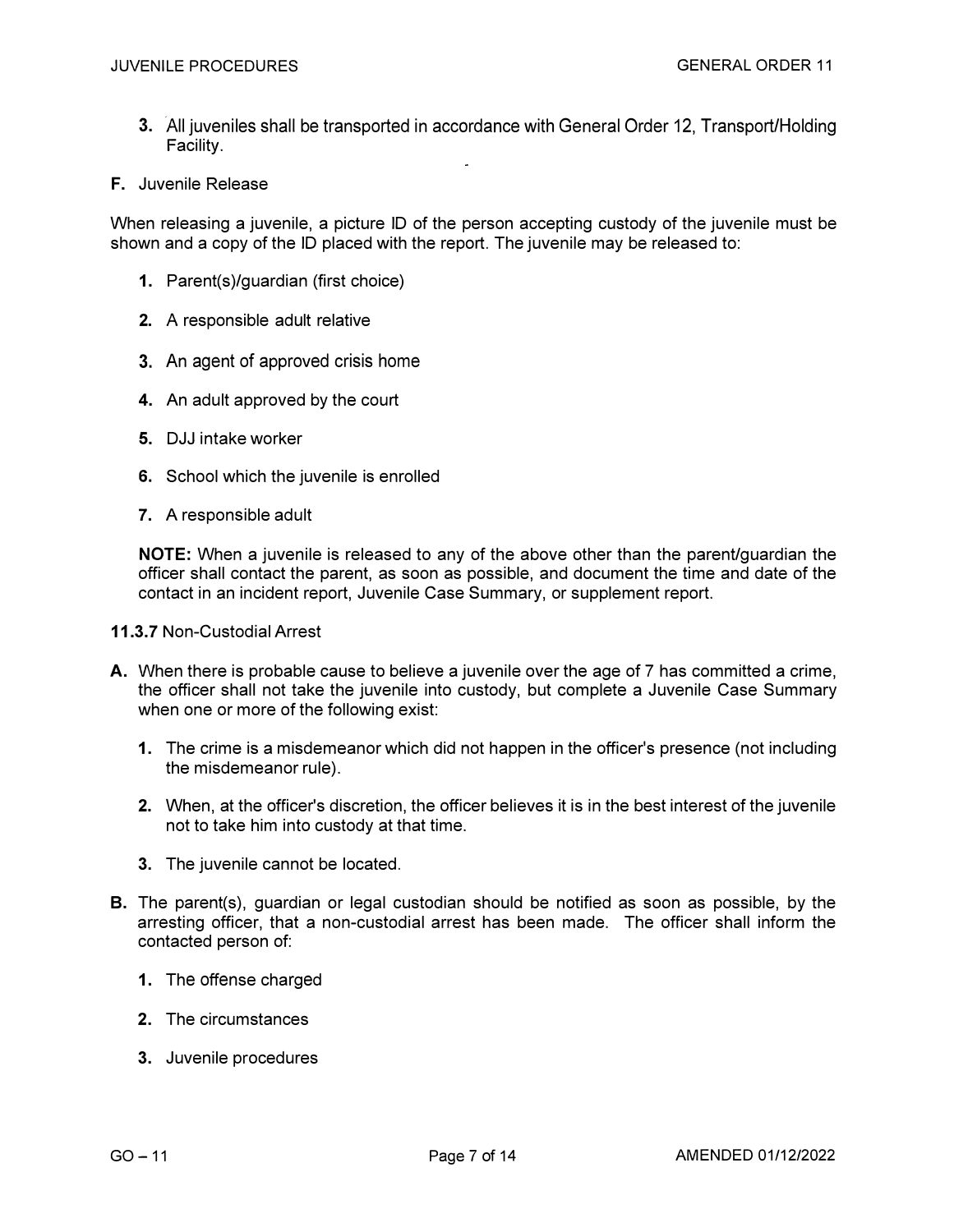3. All juveniles shall be transported in accordance with General Order 12, Transport/Holding Facility.

**F.** Juvenile Release

When releasing a juvenile, a picture ID of the person accepting custody of the juvenile must be shown and a copy of the ID placed with the report. The juvenile may be released to:

1. Parent(s)/guardian (first choice)

2. A responsible adult relative

3. An agent of approved crisis home

4. An adult approved by the court

5. DJJ intake worker

6. School which the juvenile is enrolled

7. A responsible adult

**NOTE:** When a juvenile is released to any of the above other than the parent/guardian the officer shall contact the parent, as soon as possible, and document the time and date of the contact in an incident report, Juvenile Case Summary, or supplement report.

**11.3.7** Non-Custodial Arrest

**A.** When there is probable cause to believe a juvenile over the age of 7 has committed a crime, the officer shall not take the juvenile into custody, but complete a Juvenile Case Summary when one or more of the following exist:

1. The crime is a misdemeanor which did not happen in the officer's presence (not including the misdemeanor rule).

2. When, at the officer's discretion, the officer believes it is in the best interest of the juvenile not to take him into custody at that time.

3. The juvenile cannot be located.

**B.** The parent(s), guardian or legal custodian should be notified as soon as possible, by the arresting officer, that a non-custodial arrest has been made. The officer shall inform the contacted person of:

1. The offense charged

2. The circumstances

3. Juvenile procedures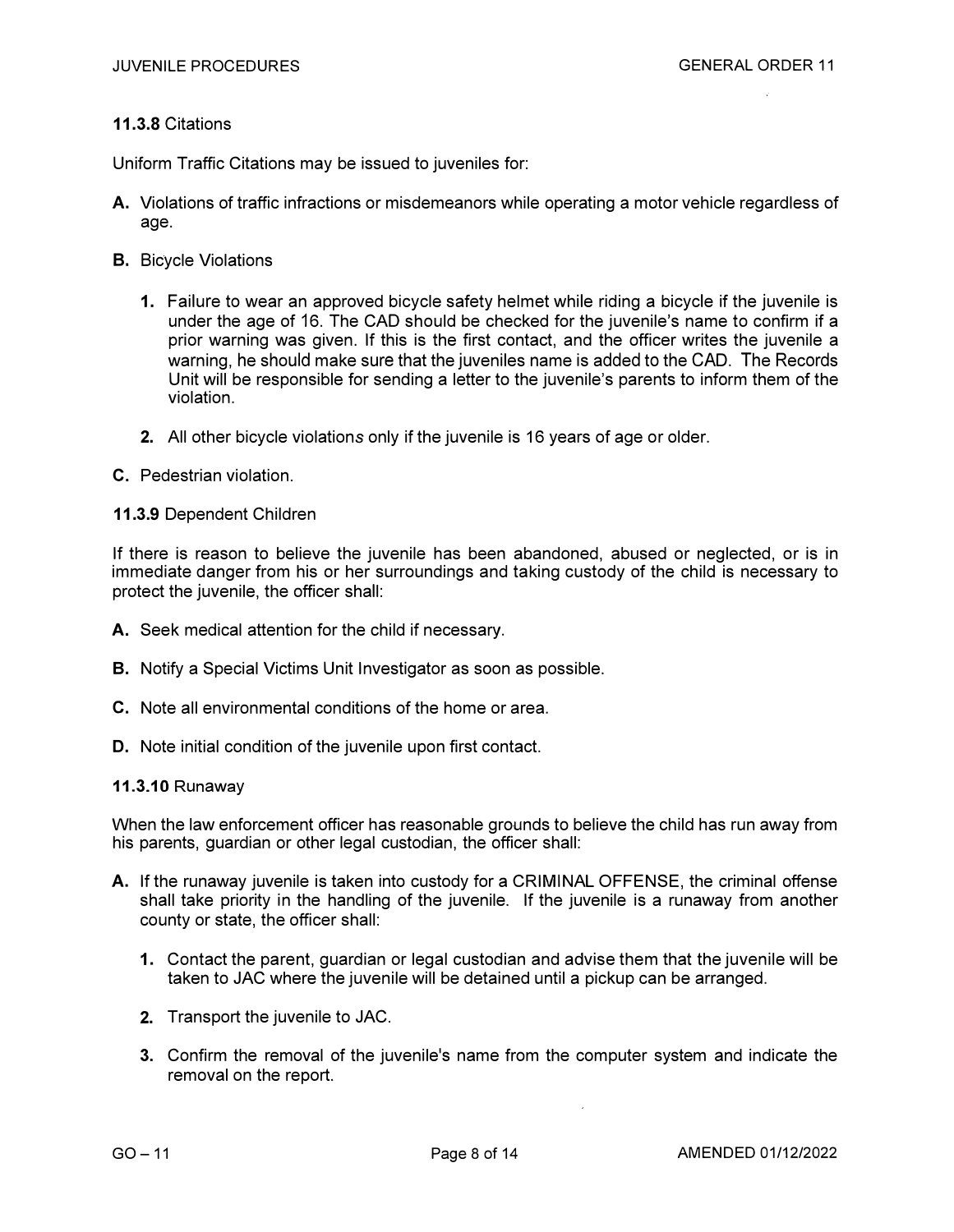**11.3.8** Citations

Uniform Traffic Citations may be issued to juveniles for:

**A.** Violations of traffic infractions or misdemeanors while operating a motor vehicle regardless of age.

**B.** Bicycle Violations

   **1.** Failure to wear an approved bicycle safety helmet while riding a bicycle if the juvenile is under the age of 16. The CAD should be checked for the juvenile's name to confirm if a prior warning was given. If this is the first contact, and the officer writes the juvenile a warning, he should make sure that the juveniles name is added to the CAD. The Records Unit will be responsible for sending a letter to the juvenile's parents to inform them of the violation.

   **2.** All other bicycle violation*s* only if the juvenile is 16 years of age or older.

**C.** Pedestrian violation.

**11.3.9** Dependent Children

If there is reason to believe the juvenile has been abandoned, abused or neglected, or is in immediate danger from his or her surroundings and taking custody of the child is necessary to protect the juvenile, the officer shall:

**A.** Seek medical attention for the child if necessary.

**B.** Notify a Special Victims Unit Investigator as soon as possible.

**C.** Note all environmental conditions of the home or area.

**D.** Note initial condition of the juvenile upon first contact.

**11.3.10** Runaway

When the law enforcement officer has reasonable grounds to believe the child has run away from his parents, guardian or other legal custodian, the officer shall:

**A.** If the runaway juvenile is taken into custody for a CRIMINAL OFFENSE, the criminal offense shall take priority in the handling of the juvenile. If the juvenile is a runaway from another county or state, the officer shall:

   **1.** Contact the parent, guardian or legal custodian and advise them that the juvenile will be taken to JAC where the juvenile will be detained until a pickup can be arranged.

   **2.** Transport the juvenile to JAC.

   **3.** Confirm the removal of the juvenile's name from the computer system and indicate the removal on the report.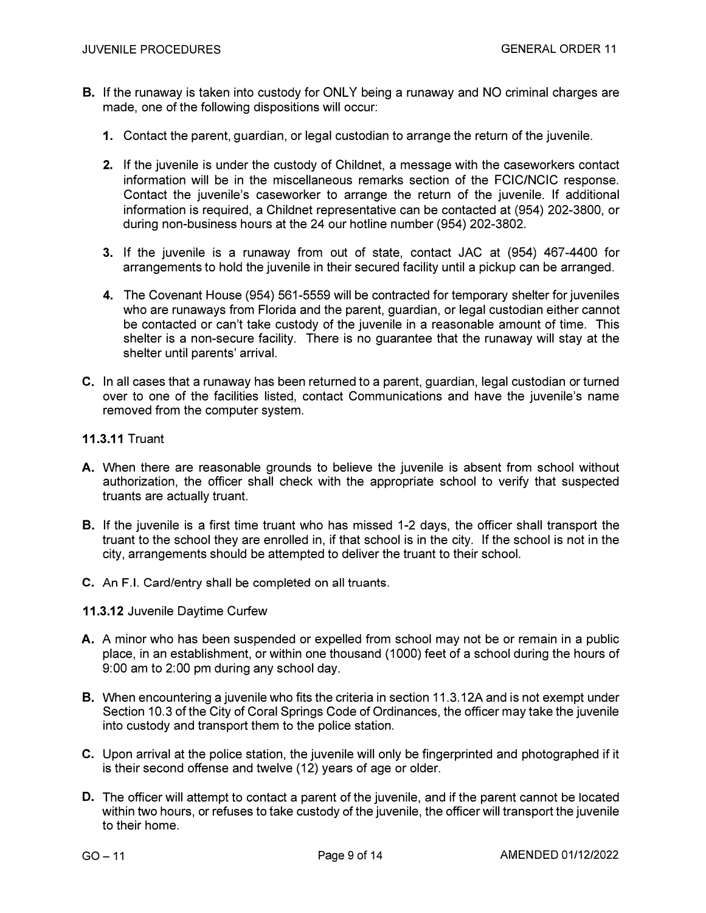**B.** If the runaway is taken into custody for ONLY being a runaway and NO criminal charges are made, one of the following dispositions will occur:

1. Contact the parent, guardian, or legal custodian to arrange the return of the juvenile.

2. If the juvenile is under the custody of Childnet, a message with the caseworkers contact information will be in the miscellaneous remarks section of the FCIC/NCIC response. Contact the juvenile's caseworker to arrange the return of the juvenile. If additional information is required, a Childnet representative can be contacted at (954) 202-3800, or during non-business hours at the 24 our hotline number (954) 202-3802.

3. If the juvenile is a runaway from out of state, contact JAC at (954) 467-4400 for arrangements to hold the juvenile in their secured facility until a pickup can be arranged.

4. The Covenant House (954) 561-5559 will be contracted for temporary shelter for juveniles who are runaways from Florida and the parent, guardian, or legal custodian either cannot be contacted or can't take custody of the juvenile in a reasonable amount of time. This shelter is a non-secure facility. There is no guarantee that the runaway will stay at the shelter until parents' arrival.

**C.** In all cases that a runaway has been returned to a parent, guardian, legal custodian or turned over to one of the facilities listed, contact Communications and have the juvenile's name removed from the computer system.

**11.3.11** Truant

**A.** When there are reasonable grounds to believe the juvenile is absent from school without authorization, the officer shall check with the appropriate school to verify that suspected truants are actually truant.

**B.** If the juvenile is a first time truant who has missed 1-2 days, the officer shall transport the truant to the school they are enrolled in, if that school is in the city. If the school is not in the city, arrangements should be attempted to deliver the truant to their school.

**C.** An F.I. Card/entry shall be completed on all truants.

**11.3.12** Juvenile Daytime Curfew

**A.** A minor who has been suspended or expelled from school may not be or remain in a public place, in an establishment, or within one thousand (1000) feet of a school during the hours of 9:00 am to 2:00 pm during any school day.

**B.** When encountering a juvenile who fits the criteria in section 11.3.12A and is not exempt under Section 10.3 of the City of Coral Springs Code of Ordinances, the officer may take the juvenile into custody and transport them to the police station.

**C.** Upon arrival at the police station, the juvenile will only be fingerprinted and photographed if it is their second offense and twelve (12) years of age or older.

**D.** The officer will attempt to contact a parent of the juvenile, and if the parent cannot be located within two hours, or refuses to take custody of the juvenile, the officer will transport the juvenile to their home.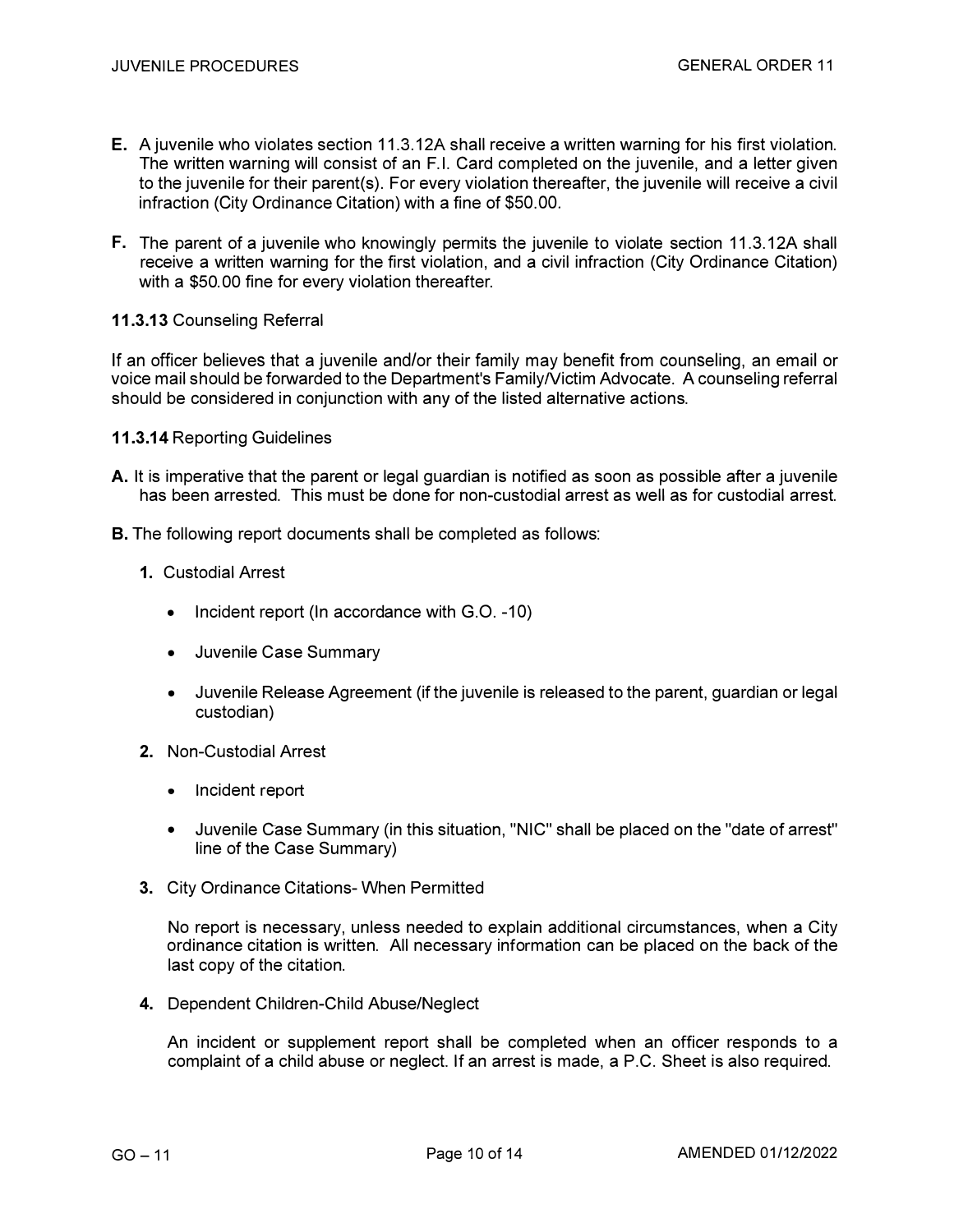**E.** A juvenile who violates section 11.3.12A shall receive a written warning for his first violation. The written warning will consist of an F.I. Card completed on the juvenile, and a letter given to the juvenile for their parent(s). For every violation thereafter, the juvenile will receive a civil infraction (City Ordinance Citation) with a fine of $50.00.

**F.** The parent of a juvenile who knowingly permits the juvenile to violate section 11.3.12A shall receive a written warning for the first violation, and a civil infraction (City Ordinance Citation) with a $50.00 fine for every violation thereafter.

**11.3.13** Counseling Referral

If an officer believes that a juvenile and/or their family may benefit from counseling, an email or voice mail should be forwarded to the Department's Family/Victim Advocate. A counseling referral should be considered in conjunction with any of the listed alternative actions.

**11.3.14** Reporting Guidelines

**A.** It is imperative that the parent or legal guardian is notified as soon as possible after a juvenile has been arrested. This must be done for non-custodial arrest as well as for custodial arrest.

**B.** The following report documents shall be completed as follows:

**1.** Custodial Arrest

- Incident report (In accordance with G.O. -10)
- Juvenile Case Summary
- Juvenile Release Agreement (if the juvenile is released to the parent, guardian or legal custodian)

**2.** Non-Custodial Arrest

- Incident report
- Juvenile Case Summary (in this situation, "NIC" shall be placed on the "date of arrest" line of the Case Summary)

**3.** City Ordinance Citations- When Permitted

No report is necessary, unless needed to explain additional circumstances, when a City ordinance citation is written. All necessary information can be placed on the back of the last copy of the citation.

**4.** Dependent Children-Child Abuse/Neglect

An incident or supplement report shall be completed when an officer responds to a complaint of a child abuse or neglect. If an arrest is made, a P.C. Sheet is also required.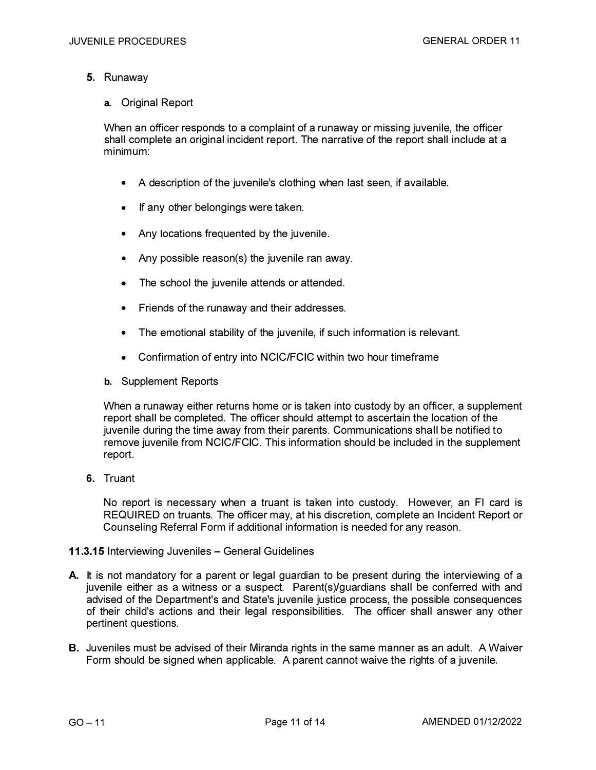**5.** Runaway

**a.** Original Report

When an officer responds to a complaint of a runaway or missing juvenile, the officer shall complete an original incident report. The narrative of the report shall include at a minimum:

- A description of the juvenile's clothing when last seen, if available.
- If any other belongings were taken.
- Any locations frequented by the juvenile.
- Any possible reason(s) the juvenile ran away.
- The school the juvenile attends or attended.
- Friends of the runaway and their addresses.
- The emotional stability of the juvenile, if such information is relevant.
- Confirmation of entry into NCIC/FCIC within two hour timeframe

**b.** Supplement Reports

When a runaway either returns home or is taken into custody by an officer, a supplement report shall be completed. The officer should attempt to ascertain the location of the juvenile during the time away from their parents. Communications shall be notified to remove juvenile from NCIC/FCIC. This information should be included in the supplement report.

**6.** Truant

No report is necessary when a truant is taken into custody. However, an FI card is REQUIRED on truants. The officer may, at his discretion, complete an Incident Report or Counseling Referral Form if additional information is needed for any reason.

**11.3.15** Interviewing Juveniles – General Guidelines

**A.** It is not mandatory for a parent or legal guardian to be present during the interviewing of a juvenile either as a witness or a suspect. Parent(s)/guardians shall be conferred with and advised of the Department's and State's juvenile justice process, the possible consequences of their child's actions and their legal responsibilities. The officer shall answer any other pertinent questions.

**B.** Juveniles must be advised of their Miranda rights in the same manner as an adult. A Waiver Form should be signed when applicable. A parent cannot waive the rights of a juvenile.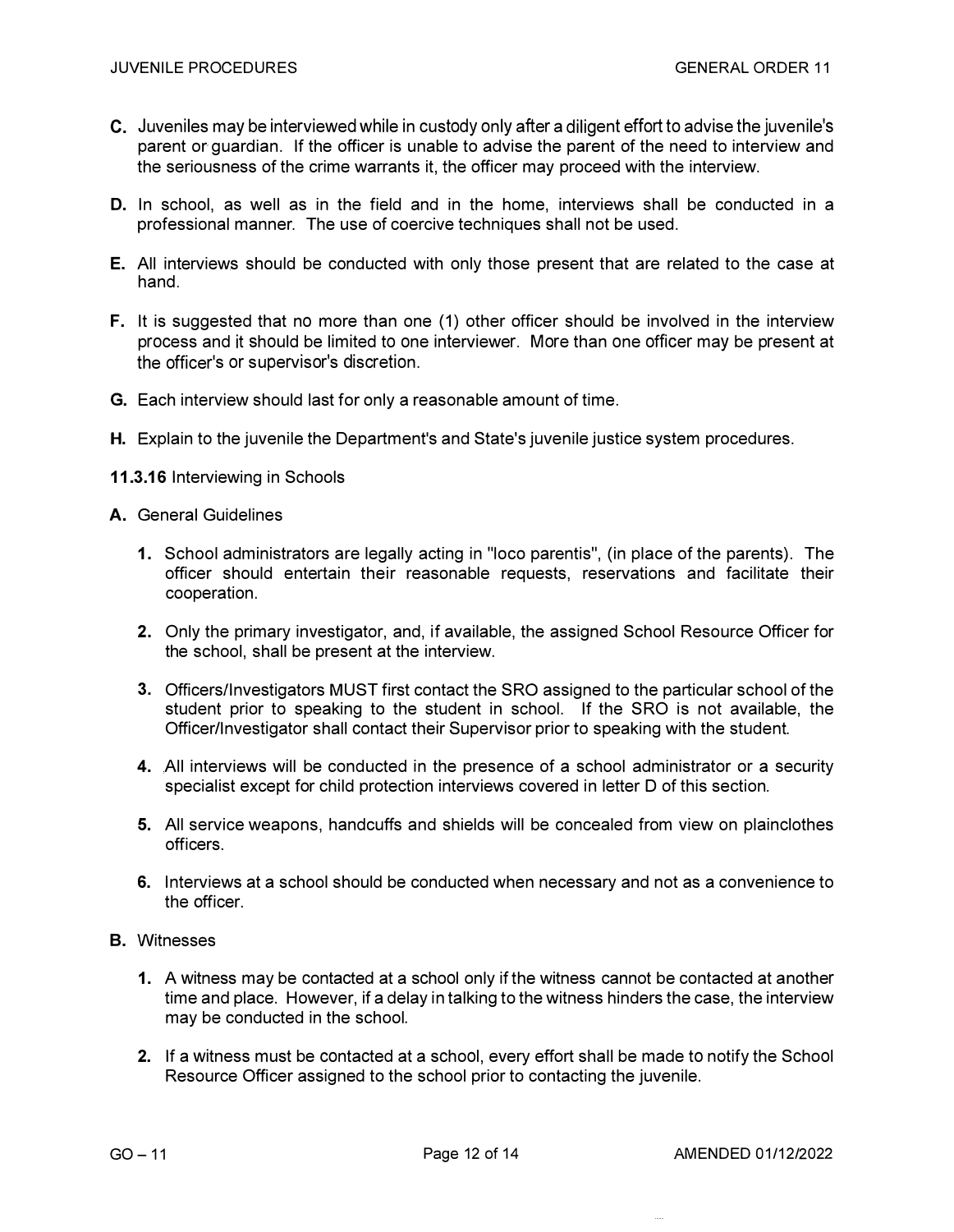**C.** Juveniles may be interviewed while in custody only after a diligent effort to advise the juvenile's parent or guardian. If the officer is unable to advise the parent of the need to interview and the seriousness of the crime warrants it, the officer may proceed with the interview.

**D.** In school, as well as in the field and in the home, interviews shall be conducted in a professional manner. The use of coercive techniques shall not be used.

**E.** All interviews should be conducted with only those present that are related to the case at hand.

**F.** It is suggested that no more than one (1) other officer should be involved in the interview process and it should be limited to one interviewer. More than one officer may be present at the officer's or supervisor's discretion.

**G.** Each interview should last for only a reasonable amount of time.

**H.** Explain to the juvenile the Department's and State's juvenile justice system procedures.

**11.3.16** Interviewing in Schools

**A.** General Guidelines

1. School administrators are legally acting in "loco parentis", (in place of the parents). The officer should entertain their reasonable requests, reservations and facilitate their cooperation.
2. Only the primary investigator, and, if available, the assigned School Resource Officer for the school, shall be present at the interview.
3. Officers/Investigators MUST first contact the SRO assigned to the particular school of the student prior to speaking to the student in school. If the SRO is not available, the Officer/Investigator shall contact their Supervisor prior to speaking with the student.
4. All interviews will be conducted in the presence of a school administrator or a security specialist except for child protection interviews covered in letter D of this section.
5. All service weapons, handcuffs and shields will be concealed from view on plainclothes officers.
6. Interviews at a school should be conducted when necessary and not as a convenience to the officer.

**B.** Witnesses

1. A witness may be contacted at a school only if the witness cannot be contacted at another time and place. However, if a delay in talking to the witness hinders the case, the interview may be conducted in the school.
2. If a witness must be contacted at a school, every effort shall be made to notify the School Resource Officer assigned to the school prior to contacting the juvenile.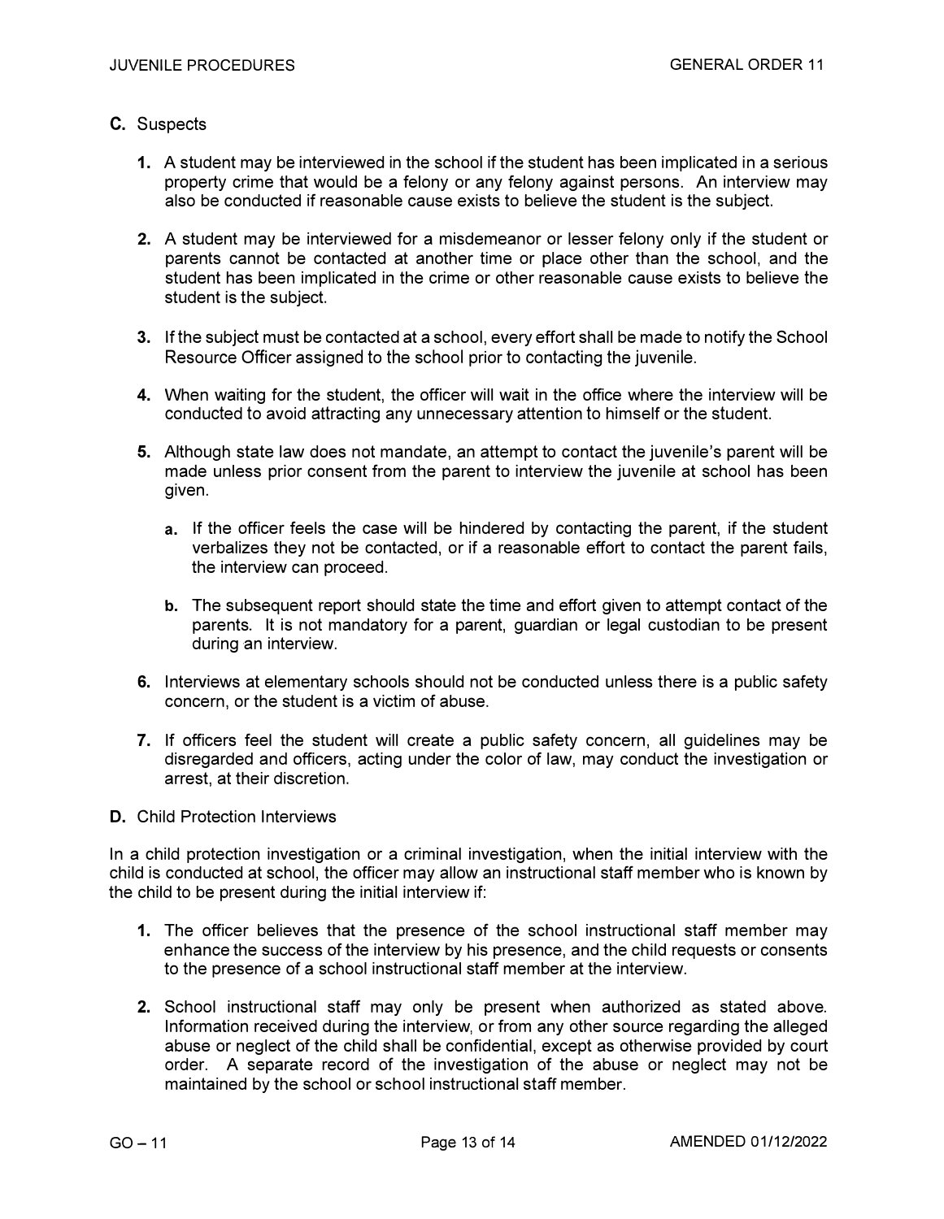**C.** Suspects

1. A student may be interviewed in the school if the student has been implicated in a serious property crime that would be a felony or any felony against persons. An interview may also be conducted if reasonable cause exists to believe the student is the subject.

2. A student may be interviewed for a misdemeanor or lesser felony only if the student or parents cannot be contacted at another time or place other than the school, and the student has been implicated in the crime or other reasonable cause exists to believe the student is the subject.

3. If the subject must be contacted at a school, every effort shall be made to notify the School Resource Officer assigned to the school prior to contacting the juvenile.

4. When waiting for the student, the officer will wait in the office where the interview will be conducted to avoid attracting any unnecessary attention to himself or the student.

5. Although state law does not mandate, an attempt to contact the juvenile's parent will be made unless prior consent from the parent to interview the juvenile at school has been given.

   a. If the officer feels the case will be hindered by contacting the parent, if the student verbalizes they not be contacted, or if a reasonable effort to contact the parent fails, the interview can proceed.

   b. The subsequent report should state the time and effort given to attempt contact of the parents. It is not mandatory for a parent, guardian or legal custodian to be present during an interview.

6. Interviews at elementary schools should not be conducted unless there is a public safety concern, or the student is a victim of abuse.

7. If officers feel the student will create a public safety concern, all guidelines may be disregarded and officers, acting under the color of law, may conduct the investigation or arrest, at their discretion.

**D.** Child Protection Interviews

In a child protection investigation or a criminal investigation, when the initial interview with the child is conducted at school, the officer may allow an instructional staff member who is known by the child to be present during the initial interview if:

1. The officer believes that the presence of the school instructional staff member may enhance the success of the interview by his presence, and the child requests or consents to the presence of a school instructional staff member at the interview.

2. School instructional staff may only be present when authorized as stated above. Information received during the interview, or from any other source regarding the alleged abuse or neglect of the child shall be confidential, except as otherwise provided by court order. A separate record of the investigation of the abuse or neglect may not be maintained by the school or school instructional staff member.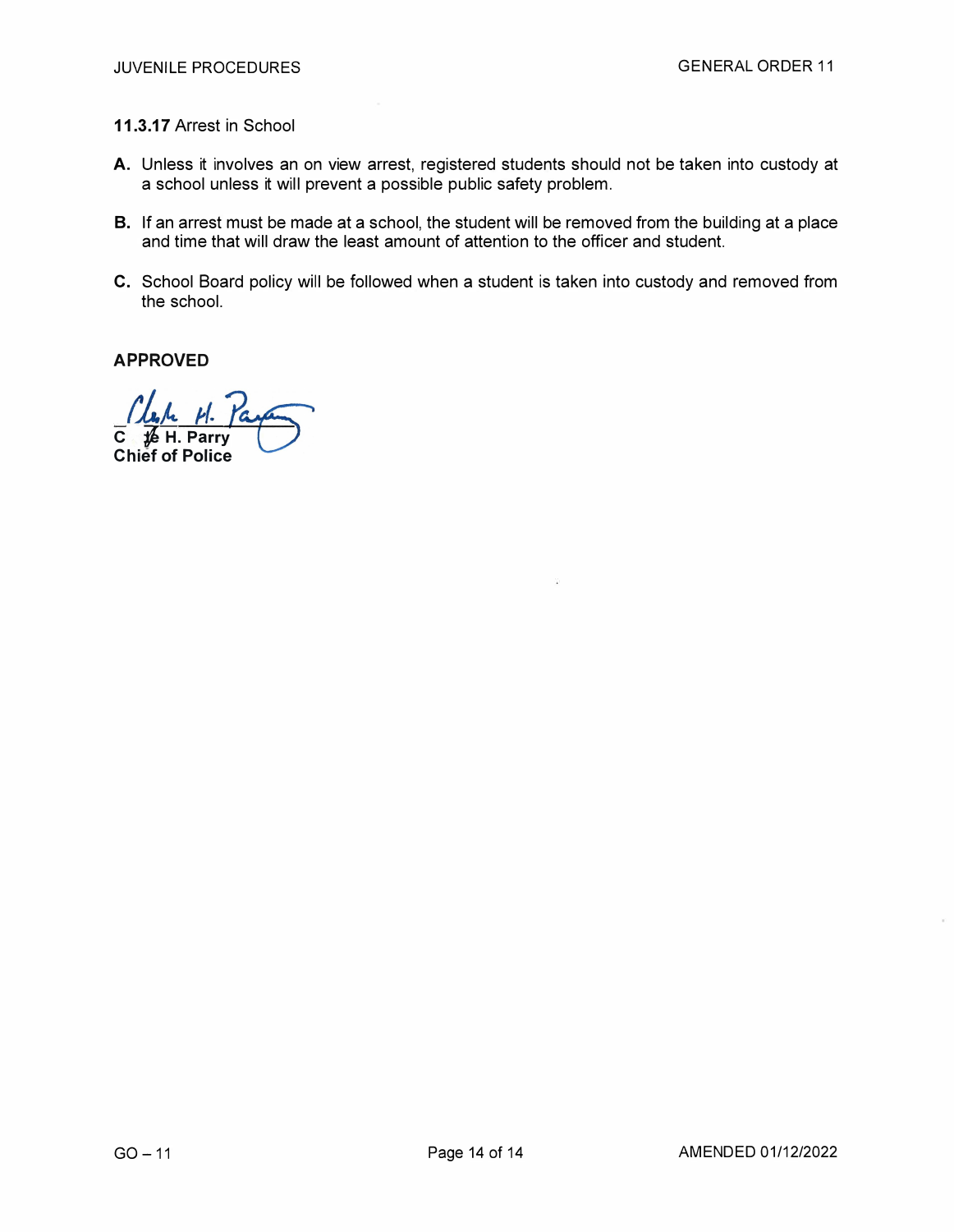**11.3.17** Arrest in School

**A.** Unless it involves an on view arrest, registered students should not be taken into custody at a school unless it will prevent a possible public safety problem.

**B.** If an arrest must be made at a school, the student will be removed from the building at a place and time that will draw the least amount of attention to the officer and student.

**C.** School Board policy will be followed when a student is taken into custody and removed from the school.

**APPROVED**

**Clyde H. Parry**
**Chief of Police**